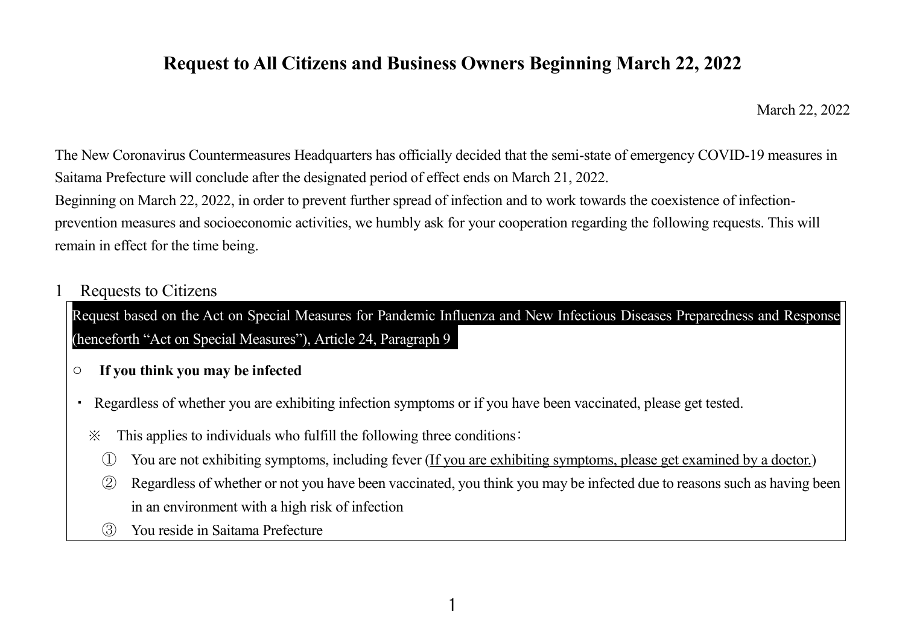# Request to All Citizens and Business Owners Beginning March 22, 2022

March 22, 2022

The New Coronavirus Countermeasures Headquarters has officially decided that the semi-state of emergency COVID-19 measures in Saitama Prefecture will conclude after the designated period of effect ends on March 21, 2022.
Beginning on March 22, 2022, in order to prevent further spread of infection and to work towards the coexistence of infection-prevention measures and socioeconomic activities, we humbly ask for your cooperation regarding the following requests. This will remain in effect for the time being.

## 1 Requests to Citizens

Request based on the Act on Special Measures for Pandemic Influenza and New Infectious Diseases Preparedness and Response (henceforth "Act on Special Measures"), Article 24, Paragraph 9

○ **If you think you may be infected**

・ Regardless of whether you are exhibiting infection symptoms or if you have been vaccinated, please get tested.

※ This applies to individuals who fulfill the following three conditions：

① You are not exhibiting symptoms, including fever (<u>If you are exhibiting symptoms, please get examined by a doctor.</u>)

② Regardless of whether or not you have been vaccinated, you think you may be infected due to reasons such as having been in an environment with a high risk of infection

③ You reside in Saitama Prefecture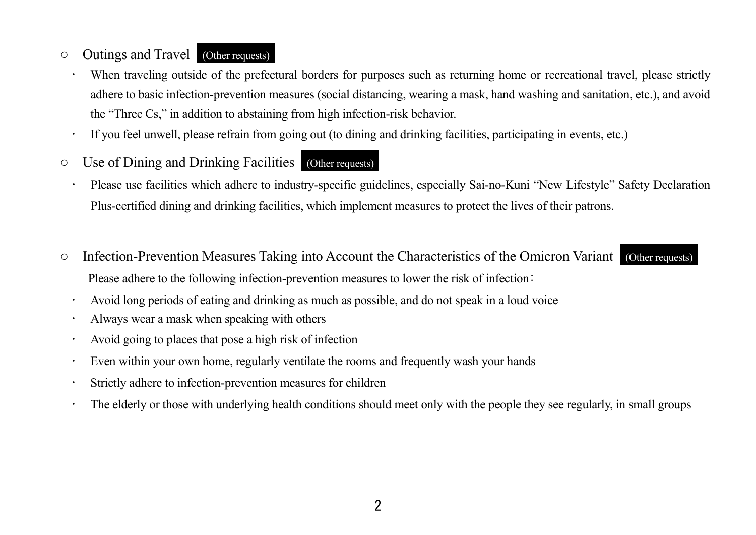## ○ Outings and Travel **(Other requests)**

- When traveling outside of the prefectural borders for purposes such as returning home or recreational travel, please strictly adhere to basic infection-prevention measures (social distancing, wearing a mask, hand washing and sanitation, etc.), and avoid the “Three Cs,” in addition to abstaining from high infection-risk behavior.
- If you feel unwell, please refrain from going out (to dining and drinking facilities, participating in events, etc.)

## ○ Use of Dining and Drinking Facilities **(Other requests)**

- Please use facilities which adhere to industry-specific guidelines, especially Sai-no-Kuni “New Lifestyle” Safety Declaration Plus-certified dining and drinking facilities, which implement measures to protect the lives of their patrons.

## ○ Infection-Prevention Measures Taking into Account the Characteristics of the Omicron Variant **(Other requests)**

Please adhere to the following infection-prevention measures to lower the risk of infection：

- Avoid long periods of eating and drinking as much as possible, and do not speak in a loud voice
- Always wear a mask when speaking with others
- Avoid going to places that pose a high risk of infection
- Even within your own home, regularly ventilate the rooms and frequently wash your hands
- Strictly adhere to infection-prevention measures for children
- The elderly or those with underlying health conditions should meet only with the people they see regularly, in small groups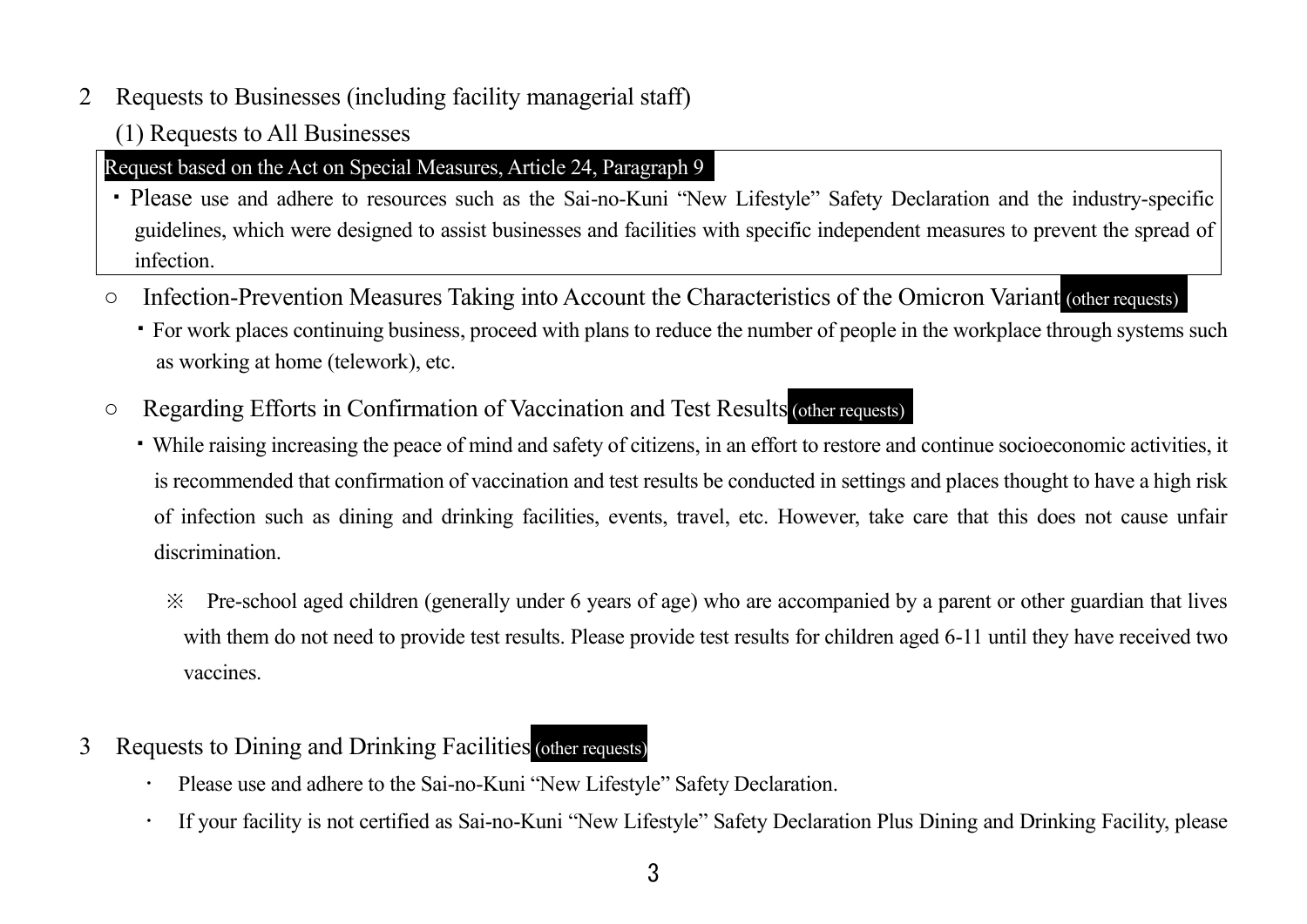## 2 Requests to Businesses (including facility managerial staff)

### (1) Requests to All Businesses

**Request based on the Act on Special Measures, Article 24, Paragraph 9**

- Please use and adhere to resources such as the Sai-no-Kuni "New Lifestyle" Safety Declaration and the industry-specific guidelines, which were designed to assist businesses and facilities with specific independent measures to prevent the spread of infection.

○ Infection-Prevention Measures Taking into Account the Characteristics of the Omicron Variant **(other requests)**

- For work places continuing business, proceed with plans to reduce the number of people in the workplace through systems such as working at home (telework), etc.

○ Regarding Efforts in Confirmation of Vaccination and Test Results **(other requests)**

- While raising increasing the peace of mind and safety of citizens, in an effort to restore and continue socioeconomic activities, it is recommended that confirmation of vaccination and test results be conducted in settings and places thought to have a high risk of infection such as dining and drinking facilities, events, travel, etc. However, take care that this does not cause unfair discrimination.

  ※ Pre-school aged children (generally under 6 years of age) who are accompanied by a parent or other guardian that lives with them do not need to provide test results. Please provide test results for children aged 6-11 until they have received two vaccines.

## 3 Requests to Dining and Drinking Facilities **(other requests)**

- Please use and adhere to the Sai-no-Kuni "New Lifestyle" Safety Declaration.
- If your facility is not certified as Sai-no-Kuni "New Lifestyle" Safety Declaration Plus Dining and Drinking Facility, please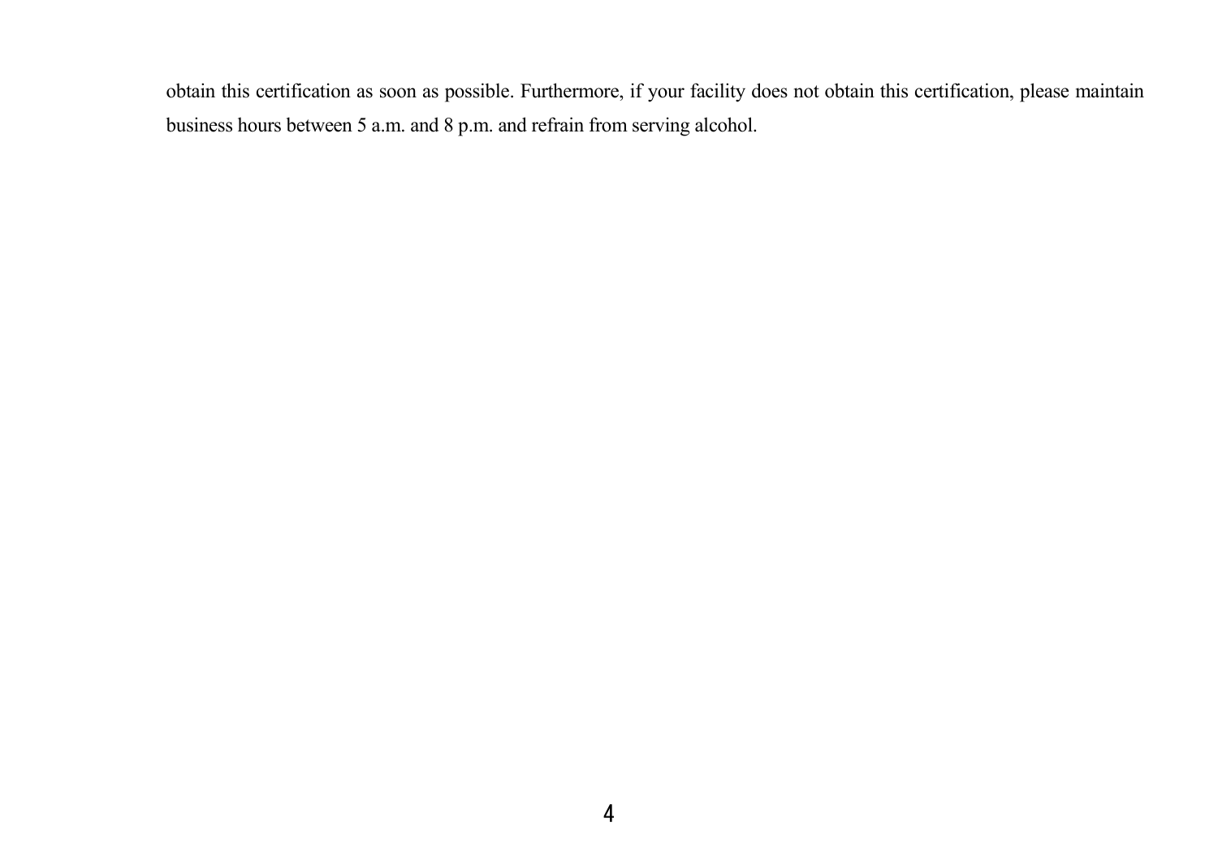obtain this certification as soon as possible. Furthermore, if your facility does not obtain this certification, please maintain business hours between 5 a.m. and 8 p.m. and refrain from serving alcohol.